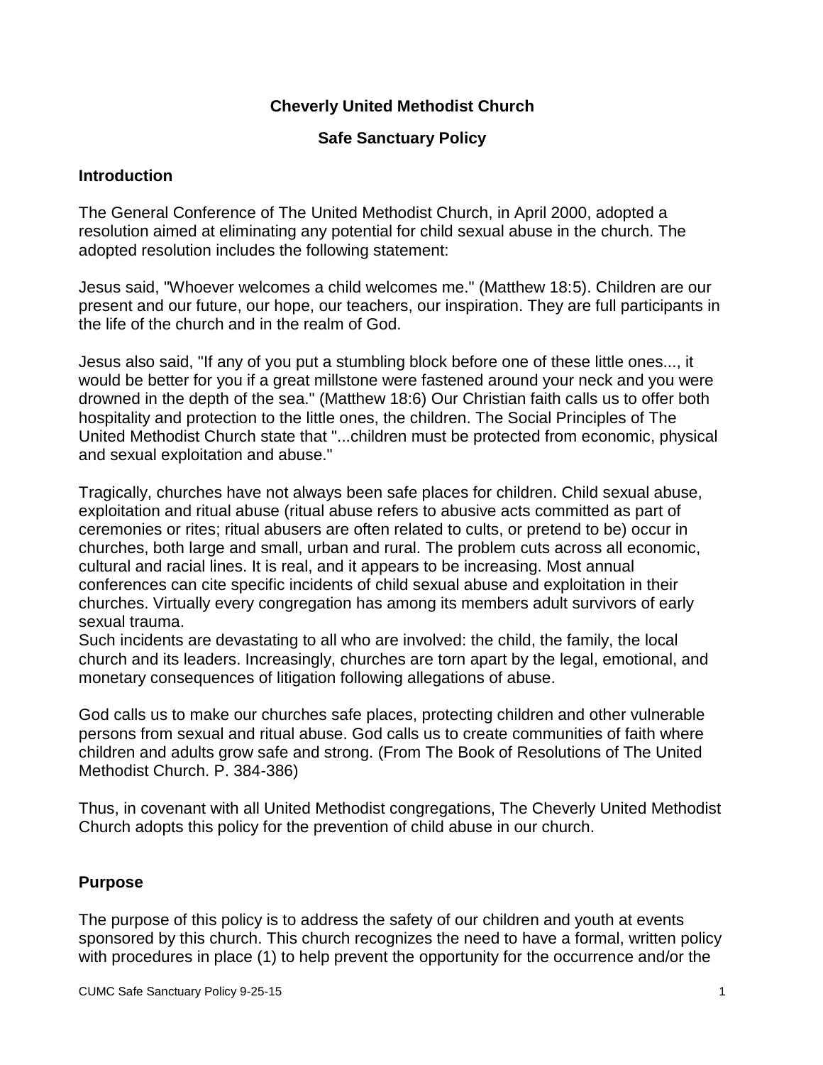# Cheverly United Methodist Church

## Safe Sanctuary Policy

### Introduction

The General Conference of The United Methodist Church, in April 2000, adopted a resolution aimed at eliminating any potential for child sexual abuse in the church. The adopted resolution includes the following statement:

Jesus said, "Whoever welcomes a child welcomes me." (Matthew 18:5). Children are our present and our future, our hope, our teachers, our inspiration. They are full participants in the life of the church and in the realm of God.

Jesus also said, "If any of you put a stumbling block before one of these little ones..., it would be better for you if a great millstone were fastened around your neck and you were drowned in the depth of the sea." (Matthew 18:6) Our Christian faith calls us to offer both hospitality and protection to the little ones, the children. The Social Principles of The United Methodist Church state that "...children must be protected from economic, physical and sexual exploitation and abuse."

Tragically, churches have not always been safe places for children. Child sexual abuse, exploitation and ritual abuse (ritual abuse refers to abusive acts committed as part of ceremonies or rites; ritual abusers are often related to cults, or pretend to be) occur in churches, both large and small, urban and rural. The problem cuts across all economic, cultural and racial lines. It is real, and it appears to be increasing. Most annual conferences can cite specific incidents of child sexual abuse and exploitation in their churches. Virtually every congregation has among its members adult survivors of early sexual trauma.
Such incidents are devastating to all who are involved: the child, the family, the local church and its leaders. Increasingly, churches are torn apart by the legal, emotional, and monetary consequences of litigation following allegations of abuse.

God calls us to make our churches safe places, protecting children and other vulnerable persons from sexual and ritual abuse. God calls us to create communities of faith where children and adults grow safe and strong. (From The Book of Resolutions of The United Methodist Church. P. 384-386)

Thus, in covenant with all United Methodist congregations, The Cheverly United Methodist Church adopts this policy for the prevention of child abuse in our church.

### Purpose

The purpose of this policy is to address the safety of our children and youth at events sponsored by this church. This church recognizes the need to have a formal, written policy with procedures in place (1) to help prevent the opportunity for the occurrence and/or the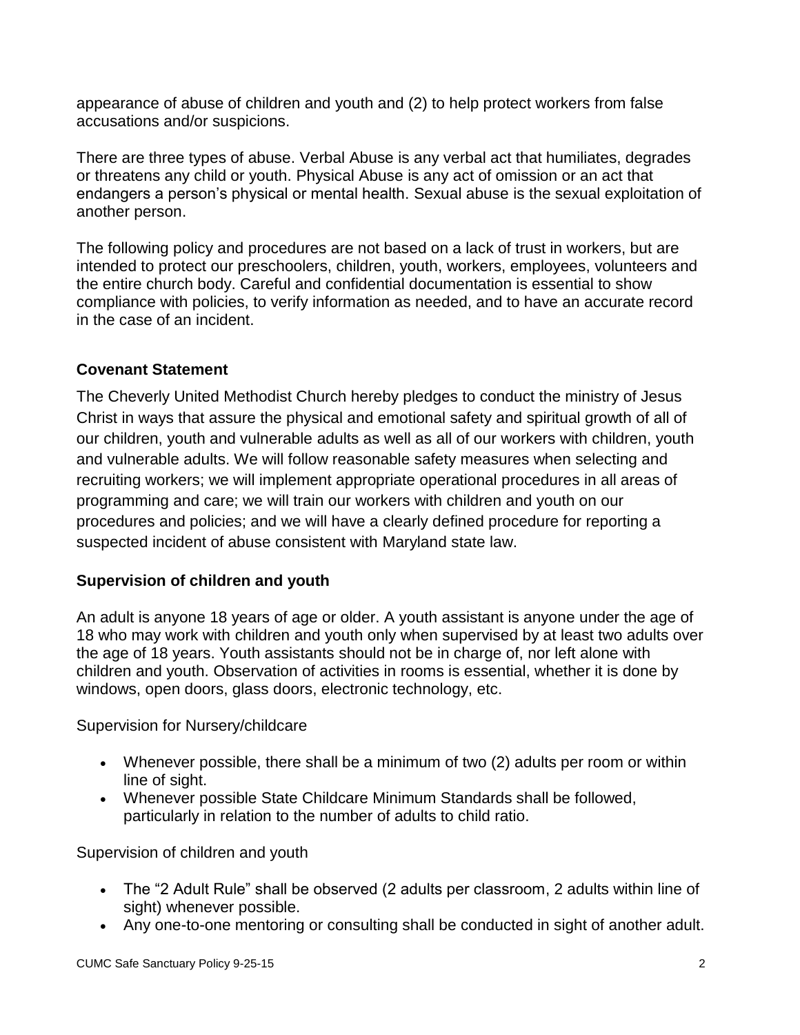appearance of abuse of children and youth and (2) to help protect workers from false accusations and/or suspicions.

There are three types of abuse. Verbal Abuse is any verbal act that humiliates, degrades or threatens any child or youth. Physical Abuse is any act of omission or an act that endangers a person's physical or mental health. Sexual abuse is the sexual exploitation of another person.

The following policy and procedures are not based on a lack of trust in workers, but are intended to protect our preschoolers, children, youth, workers, employees, volunteers and the entire church body. Careful and confidential documentation is essential to show compliance with policies, to verify information as needed, and to have an accurate record in the case of an incident.

## Covenant Statement

The Cheverly United Methodist Church hereby pledges to conduct the ministry of Jesus Christ in ways that assure the physical and emotional safety and spiritual growth of all of our children, youth and vulnerable adults as well as all of our workers with children, youth and vulnerable adults. We will follow reasonable safety measures when selecting and recruiting workers; we will implement appropriate operational procedures in all areas of programming and care; we will train our workers with children and youth on our procedures and policies; and we will have a clearly defined procedure for reporting a suspected incident of abuse consistent with Maryland state law.

## Supervision of children and youth

An adult is anyone 18 years of age or older. A youth assistant is anyone under the age of 18 who may work with children and youth only when supervised by at least two adults over the age of 18 years. Youth assistants should not be in charge of, nor left alone with children and youth. Observation of activities in rooms is essential, whether it is done by windows, open doors, glass doors, electronic technology, etc.

Supervision for Nursery/childcare

- Whenever possible, there shall be a minimum of two (2) adults per room or within line of sight.
- Whenever possible State Childcare Minimum Standards shall be followed, particularly in relation to the number of adults to child ratio.

Supervision of children and youth

- The "2 Adult Rule" shall be observed (2 adults per classroom, 2 adults within line of sight) whenever possible.
- Any one-to-one mentoring or consulting shall be conducted in sight of another adult.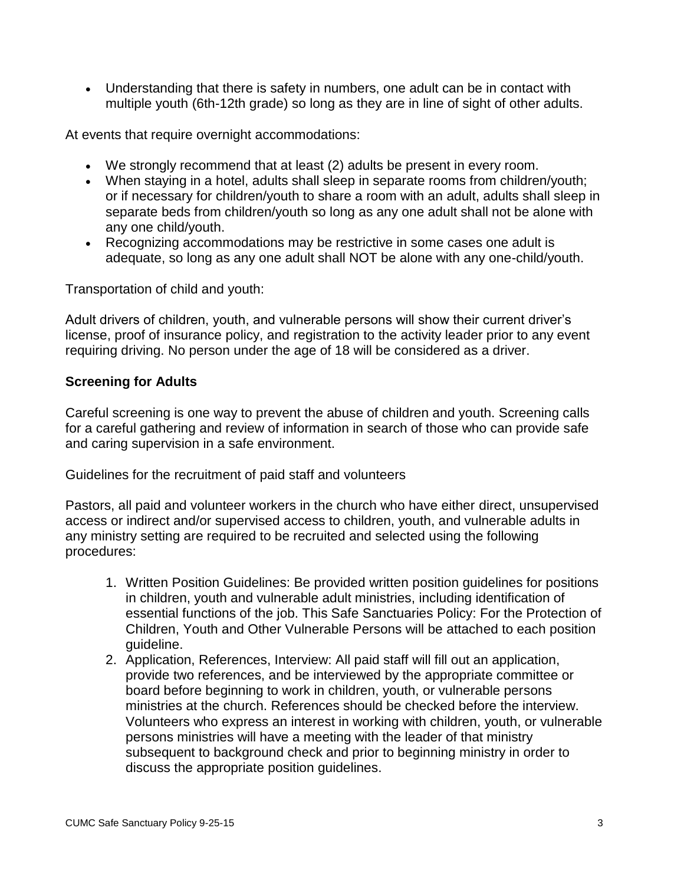- Understanding that there is safety in numbers, one adult can be in contact with multiple youth (6th-12th grade) so long as they are in line of sight of other adults.

At events that require overnight accommodations:

- We strongly recommend that at least (2) adults be present in every room.
- When staying in a hotel, adults shall sleep in separate rooms from children/youth; or if necessary for children/youth to share a room with an adult, adults shall sleep in separate beds from children/youth so long as any one adult shall not be alone with any one child/youth.
- Recognizing accommodations may be restrictive in some cases one adult is adequate, so long as any one adult shall NOT be alone with any one-child/youth.

Transportation of child and youth:

Adult drivers of children, youth, and vulnerable persons will show their current driver's license, proof of insurance policy, and registration to the activity leader prior to any event requiring driving. No person under the age of 18 will be considered as a driver.

### Screening for Adults

Careful screening is one way to prevent the abuse of children and youth. Screening calls for a careful gathering and review of information in search of those who can provide safe and caring supervision in a safe environment.

Guidelines for the recruitment of paid staff and volunteers

Pastors, all paid and volunteer workers in the church who have either direct, unsupervised access or indirect and/or supervised access to children, youth, and vulnerable adults in any ministry setting are required to be recruited and selected using the following procedures:

1. Written Position Guidelines: Be provided written position guidelines for positions in children, youth and vulnerable adult ministries, including identification of essential functions of the job. This Safe Sanctuaries Policy: For the Protection of Children, Youth and Other Vulnerable Persons will be attached to each position guideline.
2. Application, References, Interview: All paid staff will fill out an application, provide two references, and be interviewed by the appropriate committee or board before beginning to work in children, youth, or vulnerable persons ministries at the church. References should be checked before the interview. Volunteers who express an interest in working with children, youth, or vulnerable persons ministries will have a meeting with the leader of that ministry subsequent to background check and prior to beginning ministry in order to discuss the appropriate position guidelines.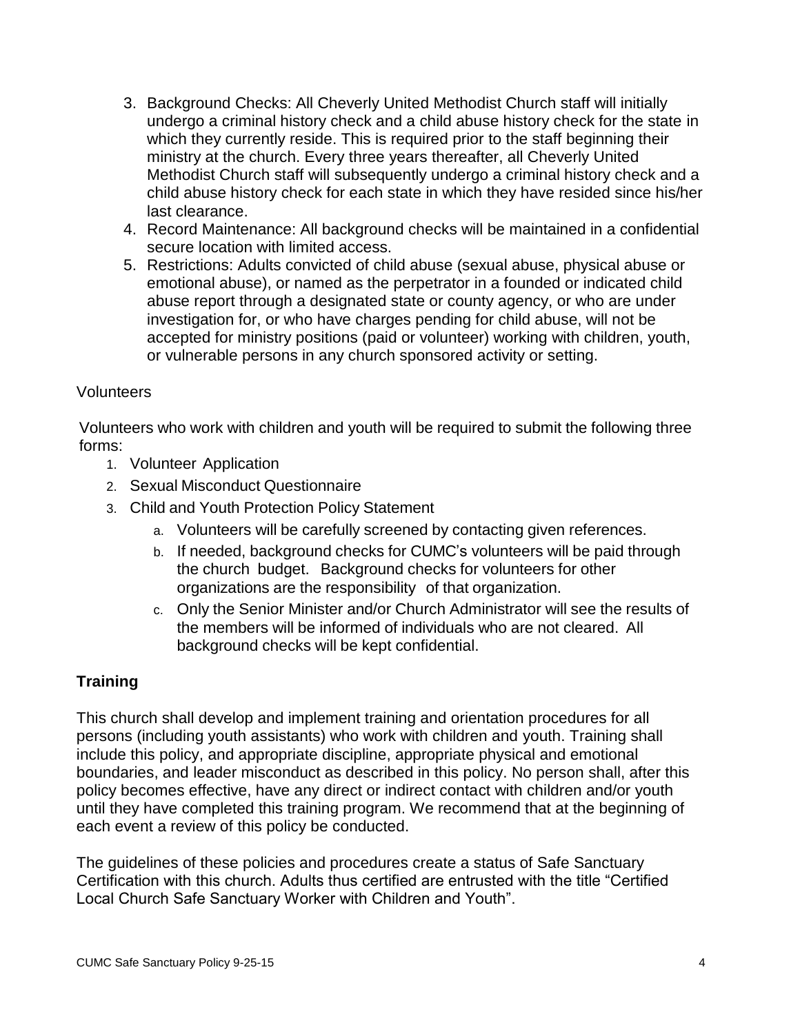3. Background Checks: All Cheverly United Methodist Church staff will initially undergo a criminal history check and a child abuse history check for the state in which they currently reside. This is required prior to the staff beginning their ministry at the church. Every three years thereafter, all Cheverly United Methodist Church staff will subsequently undergo a criminal history check and a child abuse history check for each state in which they have resided since his/her last clearance.
4. Record Maintenance: All background checks will be maintained in a confidential secure location with limited access.
5. Restrictions: Adults convicted of child abuse (sexual abuse, physical abuse or emotional abuse), or named as the perpetrator in a founded or indicated child abuse report through a designated state or county agency, or who are under investigation for, or who have charges pending for child abuse, will not be accepted for ministry positions (paid or volunteer) working with children, youth, or vulnerable persons in any church sponsored activity or setting.

Volunteers

Volunteers who work with children and youth will be required to submit the following three forms:

1. Volunteer Application
2. Sexual Misconduct Questionnaire
3. Child and Youth Protection Policy Statement
   a. Volunteers will be carefully screened by contacting given references.
   b. If needed, background checks for CUMC's volunteers will be paid through the church budget. Background checks for volunteers for other organizations are the responsibility of that organization.
   c. Only the Senior Minister and/or Church Administrator will see the results of the members will be informed of individuals who are not cleared. All background checks will be kept confidential.

## Training

This church shall develop and implement training and orientation procedures for all persons (including youth assistants) who work with children and youth. Training shall include this policy, and appropriate discipline, appropriate physical and emotional boundaries, and leader misconduct as described in this policy. No person shall, after this policy becomes effective, have any direct or indirect contact with children and/or youth until they have completed this training program. We recommend that at the beginning of each event a review of this policy be conducted.

The guidelines of these policies and procedures create a status of Safe Sanctuary Certification with this church. Adults thus certified are entrusted with the title "Certified Local Church Safe Sanctuary Worker with Children and Youth".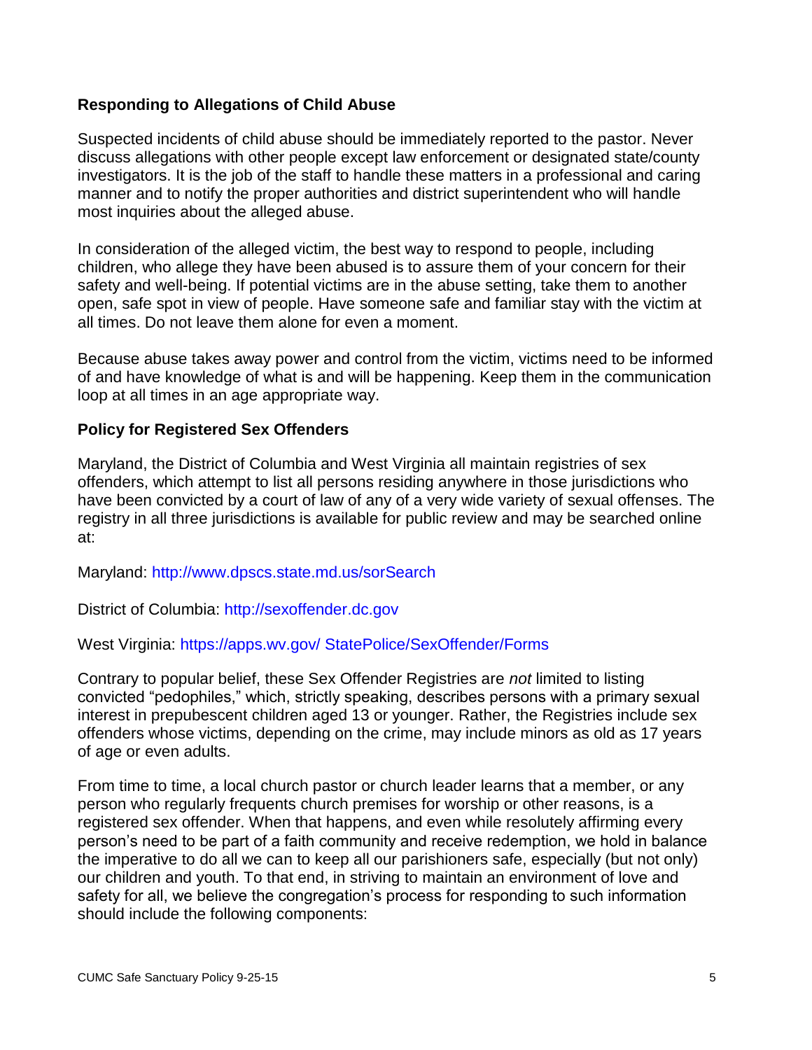**Responding to Allegations of Child Abuse**

Suspected incidents of child abuse should be immediately reported to the pastor. Never discuss allegations with other people except law enforcement or designated state/county investigators. It is the job of the staff to handle these matters in a professional and caring manner and to notify the proper authorities and district superintendent who will handle most inquiries about the alleged abuse.

In consideration of the alleged victim, the best way to respond to people, including children, who allege they have been abused is to assure them of your concern for their safety and well-being. If potential victims are in the abuse setting, take them to another open, safe spot in view of people. Have someone safe and familiar stay with the victim at all times. Do not leave them alone for even a moment.

Because abuse takes away power and control from the victim, victims need to be informed of and have knowledge of what is and will be happening. Keep them in the communication loop at all times in an age appropriate way.

**Policy for Registered Sex Offenders**

Maryland, the District of Columbia and West Virginia all maintain registries of sex offenders, which attempt to list all persons residing anywhere in those jurisdictions who have been convicted by a court of law of any of a very wide variety of sexual offenses. The registry in all three jurisdictions is available for public review and may be searched online at:

Maryland: http://www.dpscs.state.md.us/sorSearch

District of Columbia: http://sexoffender.dc.gov

West Virginia: https://apps.wv.gov/ StatePolice/SexOffender/Forms

Contrary to popular belief, these Sex Offender Registries are *not* limited to listing convicted "pedophiles," which, strictly speaking, describes persons with a primary sexual interest in prepubescent children aged 13 or younger. Rather, the Registries include sex offenders whose victims, depending on the crime, may include minors as old as 17 years of age or even adults.

From time to time, a local church pastor or church leader learns that a member, or any person who regularly frequents church premises for worship or other reasons, is a registered sex offender. When that happens, and even while resolutely affirming every person's need to be part of a faith community and receive redemption, we hold in balance the imperative to do all we can to keep all our parishioners safe, especially (but not only) our children and youth. To that end, in striving to maintain an environment of love and safety for all, we believe the congregation's process for responding to such information should include the following components: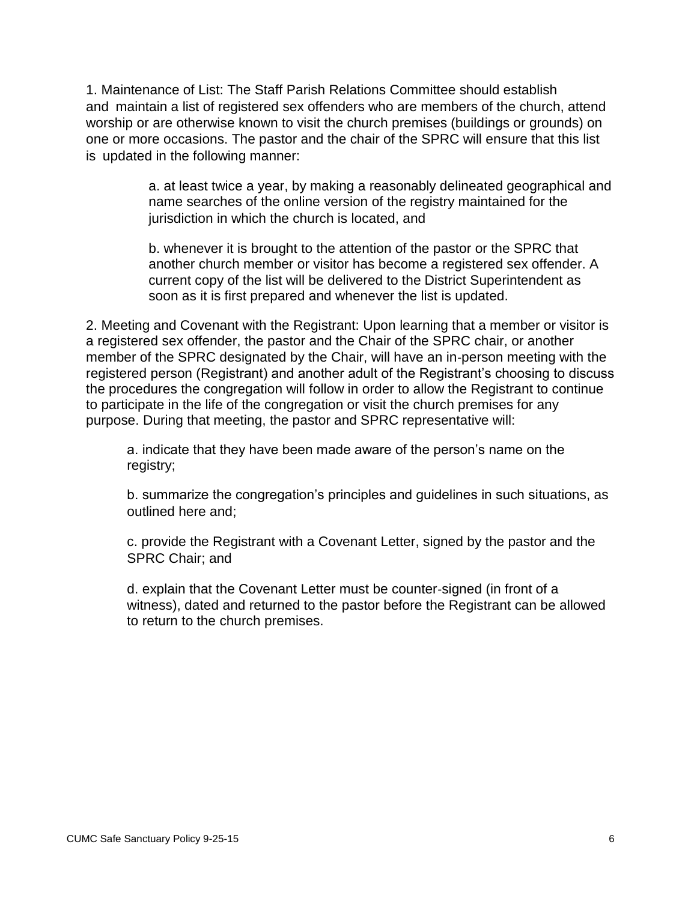1. Maintenance of List: The Staff Parish Relations Committee should establish and maintain a list of registered sex offenders who are members of the church, attend worship or are otherwise known to visit the church premises (buildings or grounds) on one or more occasions. The pastor and the chair of the SPRC will ensure that this list is updated in the following manner:

    a. at least twice a year, by making a reasonably delineated geographical and name searches of the online version of the registry maintained for the jurisdiction in which the church is located, and

    b. whenever it is brought to the attention of the pastor or the SPRC that another church member or visitor has become a registered sex offender. A current copy of the list will be delivered to the District Superintendent as soon as it is first prepared and whenever the list is updated.

2. Meeting and Covenant with the Registrant: Upon learning that a member or visitor is a registered sex offender, the pastor and the Chair of the SPRC chair, or another member of the SPRC designated by the Chair, will have an in-person meeting with the registered person (Registrant) and another adult of the Registrant's choosing to discuss the procedures the congregation will follow in order to allow the Registrant to continue to participate in the life of the congregation or visit the church premises for any purpose. During that meeting, the pastor and SPRC representative will:

    a. indicate that they have been made aware of the person's name on the registry;

    b. summarize the congregation's principles and guidelines in such situations, as outlined here and;

    c. provide the Registrant with a Covenant Letter, signed by the pastor and the SPRC Chair; and

    d. explain that the Covenant Letter must be counter-signed (in front of a witness), dated and returned to the pastor before the Registrant can be allowed to return to the church premises.